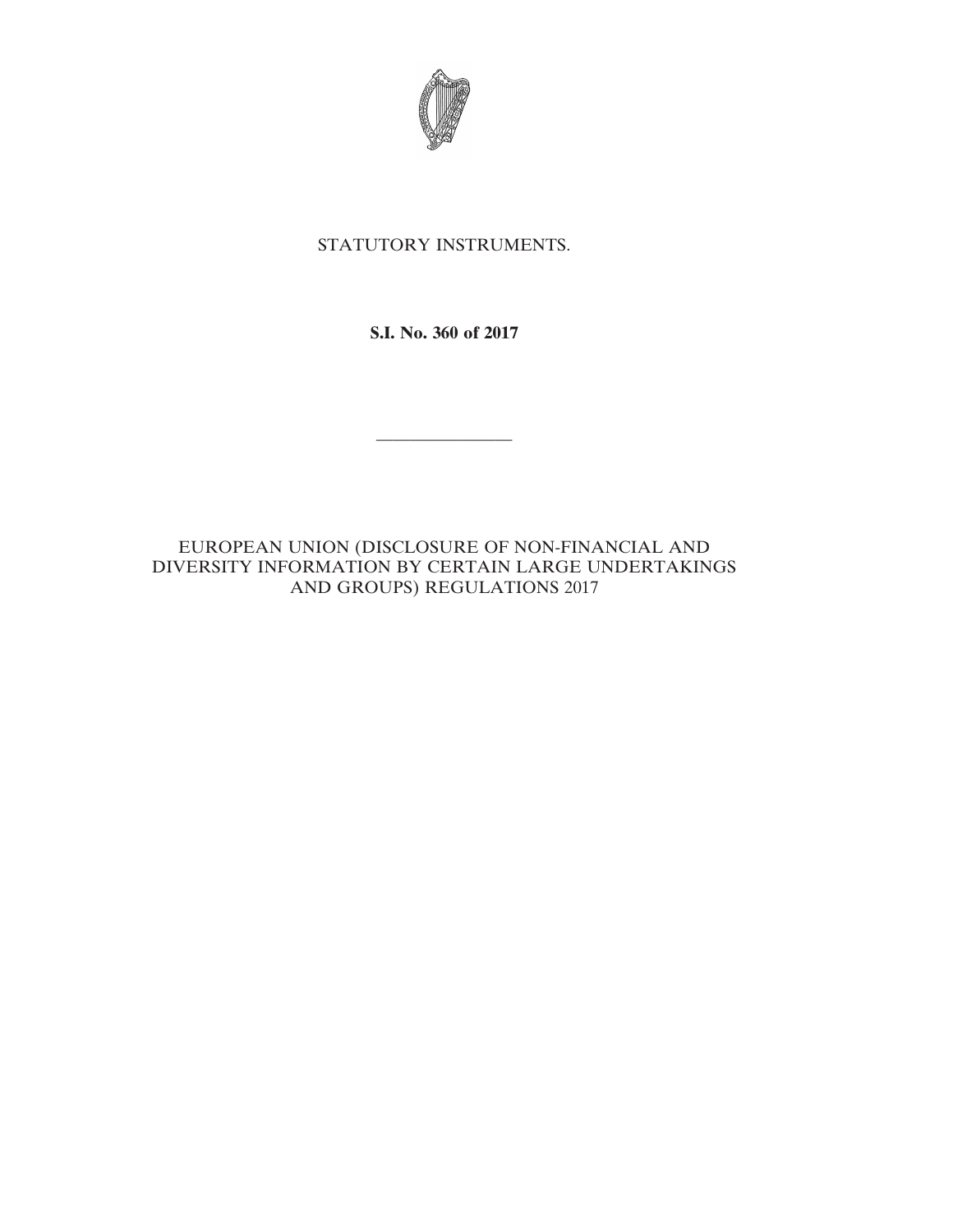STATUTORY INSTRUMENTS.

**S.I. No. 360 of 2017**

---

EUROPEAN UNION (DISCLOSURE OF NON-FINANCIAL AND DIVERSITY INFORMATION BY CERTAIN LARGE UNDERTAKINGS AND GROUPS) REGULATIONS 2017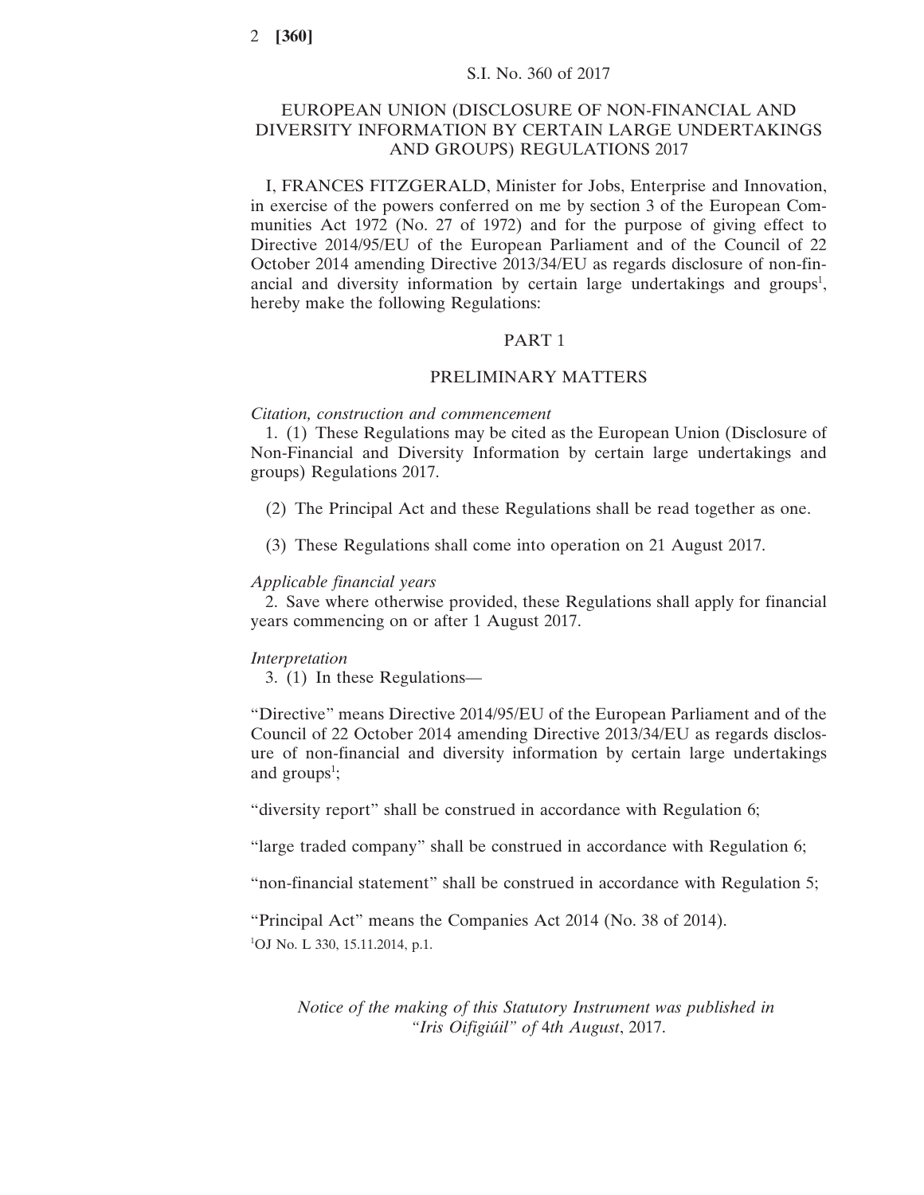S.I. No. 360 of 2017

# EUROPEAN UNION (DISCLOSURE OF NON-FINANCIAL AND DIVERSITY INFORMATION BY CERTAIN LARGE UNDERTAKINGS AND GROUPS) REGULATIONS 2017

I, FRANCES FITZGERALD, Minister for Jobs, Enterprise and Innovation, in exercise of the powers conferred on me by section 3 of the European Communities Act 1972 (No. 27 of 1972) and for the purpose of giving effect to Directive 2014/95/EU of the European Parliament and of the Council of 22 October 2014 amending Directive 2013/34/EU as regards disclosure of non-financial and diversity information by certain large undertakings and groups[1], hereby make the following Regulations:

## PART 1

## PRELIMINARY MATTERS

*Citation, construction and commencement*

1. (1) These Regulations may be cited as the European Union (Disclosure of Non-Financial and Diversity Information by certain large undertakings and groups) Regulations 2017.

(2) The Principal Act and these Regulations shall be read together as one.

(3) These Regulations shall come into operation on 21 August 2017.

*Applicable financial years*

2. Save where otherwise provided, these Regulations shall apply for financial years commencing on or after 1 August 2017.

*Interpretation*

3. (1) In these Regulations—

"Directive" means Directive 2014/95/EU of the European Parliament and of the Council of 22 October 2014 amending Directive 2013/34/EU as regards disclosure of non-financial and diversity information by certain large undertakings and groups[1];

"diversity report" shall be construed in accordance with Regulation 6;

"large traded company" shall be construed in accordance with Regulation 6;

"non-financial statement" shall be construed in accordance with Regulation 5;

"Principal Act" means the Companies Act 2014 (No. 38 of 2014).

[1]OJ No. L 330, 15.11.2014, p.1.

*Notice of the making of this Statutory Instrument was published in "Iris Oifigiúil" of 4th August, 2017.*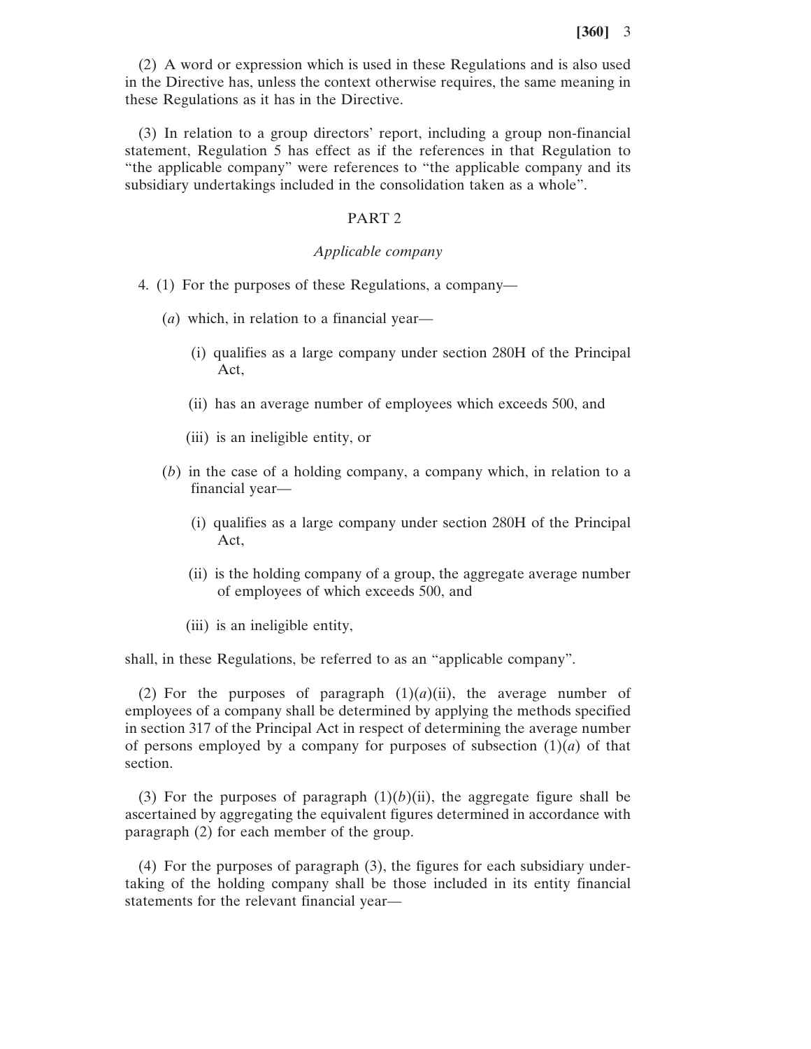(2) A word or expression which is used in these Regulations and is also used in the Directive has, unless the context otherwise requires, the same meaning in these Regulations as it has in the Directive.

(3) In relation to a group directors' report, including a group non-financial statement, Regulation 5 has effect as if the references in that Regulation to "the applicable company" were references to "the applicable company and its subsidiary undertakings included in the consolidation taken as a whole".

## PART 2

### *Applicable company*

4. (1) For the purposes of these Regulations, a company—

(*a*) which, in relation to a financial year—

(i) qualifies as a large company under section 280H of the Principal Act,

(ii) has an average number of employees which exceeds 500, and

(iii) is an ineligible entity, or

(*b*) in the case of a holding company, a company which, in relation to a financial year—

(i) qualifies as a large company under section 280H of the Principal Act,

(ii) is the holding company of a group, the aggregate average number of employees of which exceeds 500, and

(iii) is an ineligible entity,

shall, in these Regulations, be referred to as an "applicable company".

(2) For the purposes of paragraph (1)(*a*)(ii), the average number of employees of a company shall be determined by applying the methods specified in section 317 of the Principal Act in respect of determining the average number of persons employed by a company for purposes of subsection (1)(*a*) of that section.

(3) For the purposes of paragraph (1)(*b*)(ii), the aggregate figure shall be ascertained by aggregating the equivalent figures determined in accordance with paragraph (2) for each member of the group.

(4) For the purposes of paragraph (3), the figures for each subsidiary undertaking of the holding company shall be those included in its entity financial statements for the relevant financial year—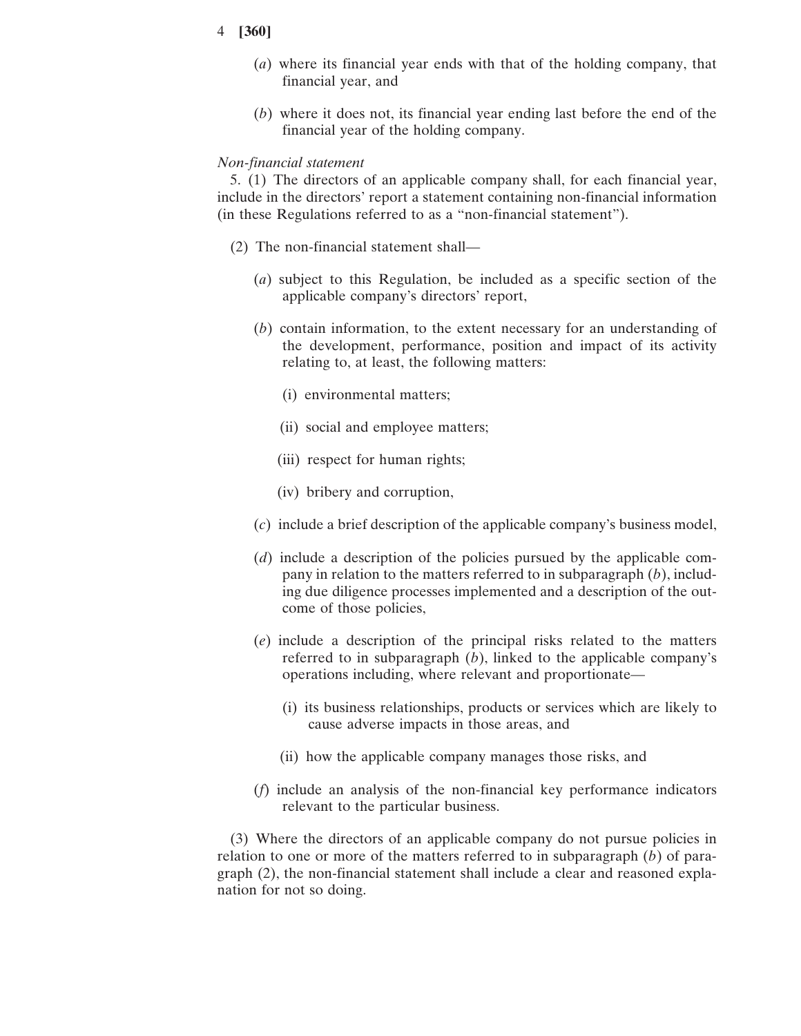(*a*) where its financial year ends with that of the holding company, that financial year, and

(*b*) where it does not, its financial year ending last before the end of the financial year of the holding company.

*Non-financial statement*

5. (1) The directors of an applicable company shall, for each financial year, include in the directors' report a statement containing non-financial information (in these Regulations referred to as a "non-financial statement").

(2) The non-financial statement shall—

(*a*) subject to this Regulation, be included as a specific section of the applicable company's directors' report,

(*b*) contain information, to the extent necessary for an understanding of the development, performance, position and impact of its activity relating to, at least, the following matters:

(i) environmental matters;

(ii) social and employee matters;

(iii) respect for human rights;

(iv) bribery and corruption,

(*c*) include a brief description of the applicable company's business model,

(*d*) include a description of the policies pursued by the applicable company in relation to the matters referred to in subparagraph (*b*), including due diligence processes implemented and a description of the outcome of those policies,

(*e*) include a description of the principal risks related to the matters referred to in subparagraph (*b*), linked to the applicable company's operations including, where relevant and proportionate—

(i) its business relationships, products or services which are likely to cause adverse impacts in those areas, and

(ii) how the applicable company manages those risks, and

(*f*) include an analysis of the non-financial key performance indicators relevant to the particular business.

(3) Where the directors of an applicable company do not pursue policies in relation to one or more of the matters referred to in subparagraph (*b*) of paragraph (2), the non-financial statement shall include a clear and reasoned explanation for not so doing.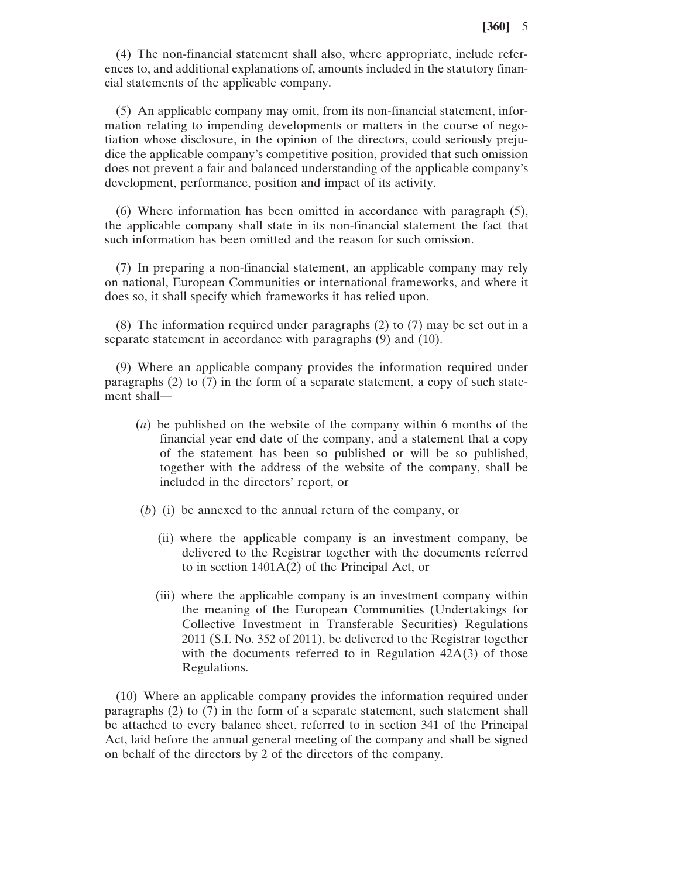(4) The non-financial statement shall also, where appropriate, include references to, and additional explanations of, amounts included in the statutory financial statements of the applicable company.

(5) An applicable company may omit, from its non-financial statement, information relating to impending developments or matters in the course of negotiation whose disclosure, in the opinion of the directors, could seriously prejudice the applicable company's competitive position, provided that such omission does not prevent a fair and balanced understanding of the applicable company's development, performance, position and impact of its activity.

(6) Where information has been omitted in accordance with paragraph (5), the applicable company shall state in its non-financial statement the fact that such information has been omitted and the reason for such omission.

(7) In preparing a non-financial statement, an applicable company may rely on national, European Communities or international frameworks, and where it does so, it shall specify which frameworks it has relied upon.

(8) The information required under paragraphs (2) to (7) may be set out in a separate statement in accordance with paragraphs (9) and (10).

(9) Where an applicable company provides the information required under paragraphs (2) to (7) in the form of a separate statement, a copy of such statement shall—

(*a*) be published on the website of the company within 6 months of the financial year end date of the company, and a statement that a copy of the statement has been so published or will be so published, together with the address of the website of the company, shall be included in the directors' report, or

(*b*) (i) be annexed to the annual return of the company, or

(ii) where the applicable company is an investment company, be delivered to the Registrar together with the documents referred to in section 1401A(2) of the Principal Act, or

(iii) where the applicable company is an investment company within the meaning of the European Communities (Undertakings for Collective Investment in Transferable Securities) Regulations 2011 (S.I. No. 352 of 2011), be delivered to the Registrar together with the documents referred to in Regulation 42A(3) of those Regulations.

(10) Where an applicable company provides the information required under paragraphs (2) to (7) in the form of a separate statement, such statement shall be attached to every balance sheet, referred to in section 341 of the Principal Act, laid before the annual general meeting of the company and shall be signed on behalf of the directors by 2 of the directors of the company.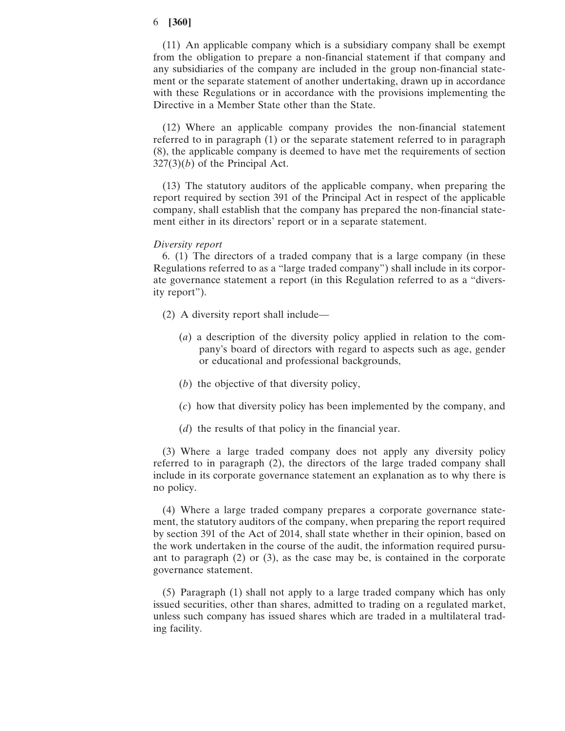(11) An applicable company which is a subsidiary company shall be exempt from the obligation to prepare a non-financial statement if that company and any subsidiaries of the company are included in the group non-financial statement or the separate statement of another undertaking, drawn up in accordance with these Regulations or in accordance with the provisions implementing the Directive in a Member State other than the State.

(12) Where an applicable company provides the non-financial statement referred to in paragraph (1) or the separate statement referred to in paragraph (8), the applicable company is deemed to have met the requirements of section 327(3)(*b*) of the Principal Act.

(13) The statutory auditors of the applicable company, when preparing the report required by section 391 of the Principal Act in respect of the applicable company, shall establish that the company has prepared the non-financial statement either in its directors' report or in a separate statement.

*Diversity report*

6. (1) The directors of a traded company that is a large company (in these Regulations referred to as a "large traded company") shall include in its corporate governance statement a report (in this Regulation referred to as a "diversity report").

(2) A diversity report shall include—

(*a*) a description of the diversity policy applied in relation to the company's board of directors with regard to aspects such as age, gender or educational and professional backgrounds,

(*b*) the objective of that diversity policy,

(*c*) how that diversity policy has been implemented by the company, and

(*d*) the results of that policy in the financial year.

(3) Where a large traded company does not apply any diversity policy referred to in paragraph (2), the directors of the large traded company shall include in its corporate governance statement an explanation as to why there is no policy.

(4) Where a large traded company prepares a corporate governance statement, the statutory auditors of the company, when preparing the report required by section 391 of the Act of 2014, shall state whether in their opinion, based on the work undertaken in the course of the audit, the information required pursuant to paragraph (2) or (3), as the case may be, is contained in the corporate governance statement.

(5) Paragraph (1) shall not apply to a large traded company which has only issued securities, other than shares, admitted to trading on a regulated market, unless such company has issued shares which are traded in a multilateral trading facility.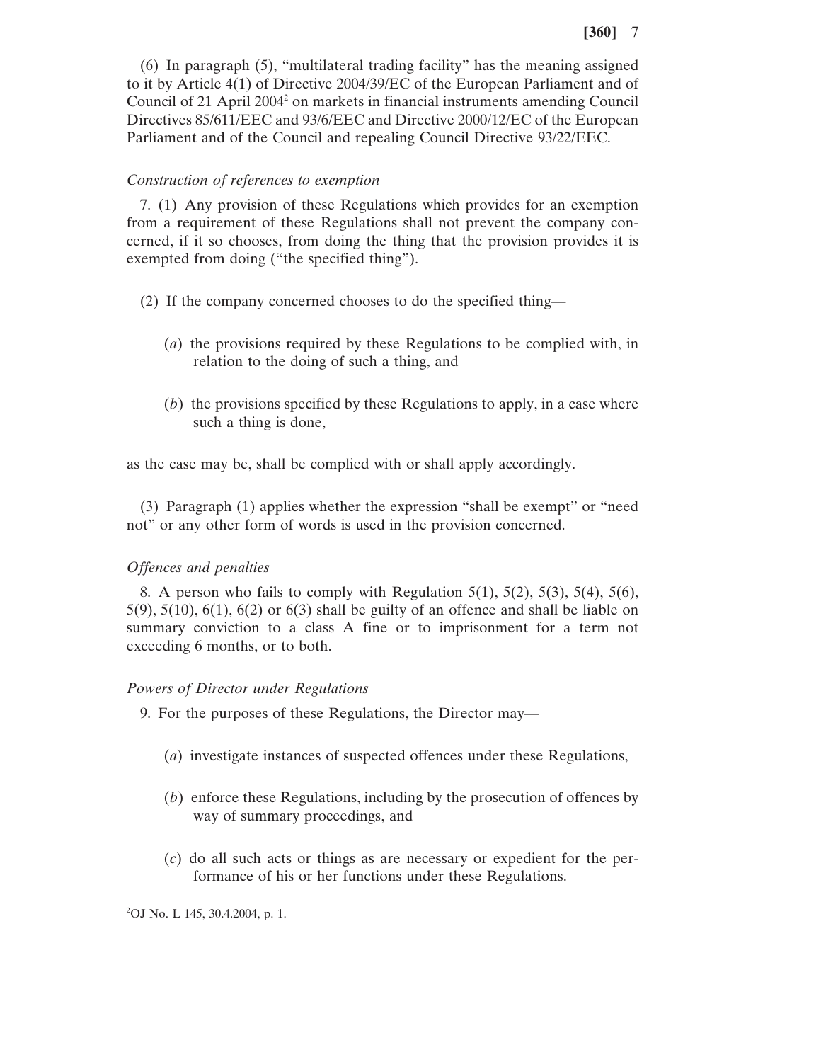(6) In paragraph (5), "multilateral trading facility" has the meaning assigned to it by Article 4(1) of Directive 2004/39/EC of the European Parliament and of Council of 21 April 2004[2] on markets in financial instruments amending Council Directives 85/611/EEC and 93/6/EEC and Directive 2000/12/EC of the European Parliament and of the Council and repealing Council Directive 93/22/EEC.

*Construction of references to exemption*

7. (1) Any provision of these Regulations which provides for an exemption from a requirement of these Regulations shall not prevent the company concerned, if it so chooses, from doing the thing that the provision provides it is exempted from doing ("the specified thing").

(2) If the company concerned chooses to do the specified thing—

(*a*) the provisions required by these Regulations to be complied with, in relation to the doing of such a thing, and

(*b*) the provisions specified by these Regulations to apply, in a case where such a thing is done,

as the case may be, shall be complied with or shall apply accordingly.

(3) Paragraph (1) applies whether the expression "shall be exempt" or "need not" or any other form of words is used in the provision concerned.

*Offences and penalties*

8. A person who fails to comply with Regulation 5(1), 5(2), 5(3), 5(4), 5(6), 5(9), 5(10), 6(1), 6(2) or 6(3) shall be guilty of an offence and shall be liable on summary conviction to a class A fine or to imprisonment for a term not exceeding 6 months, or to both.

*Powers of Director under Regulations*

9. For the purposes of these Regulations, the Director may—

(*a*) investigate instances of suspected offences under these Regulations,

(*b*) enforce these Regulations, including by the prosecution of offences by way of summary proceedings, and

(*c*) do all such acts or things as are necessary or expedient for the performance of his or her functions under these Regulations.

[2]OJ No. L 145, 30.4.2004, p. 1.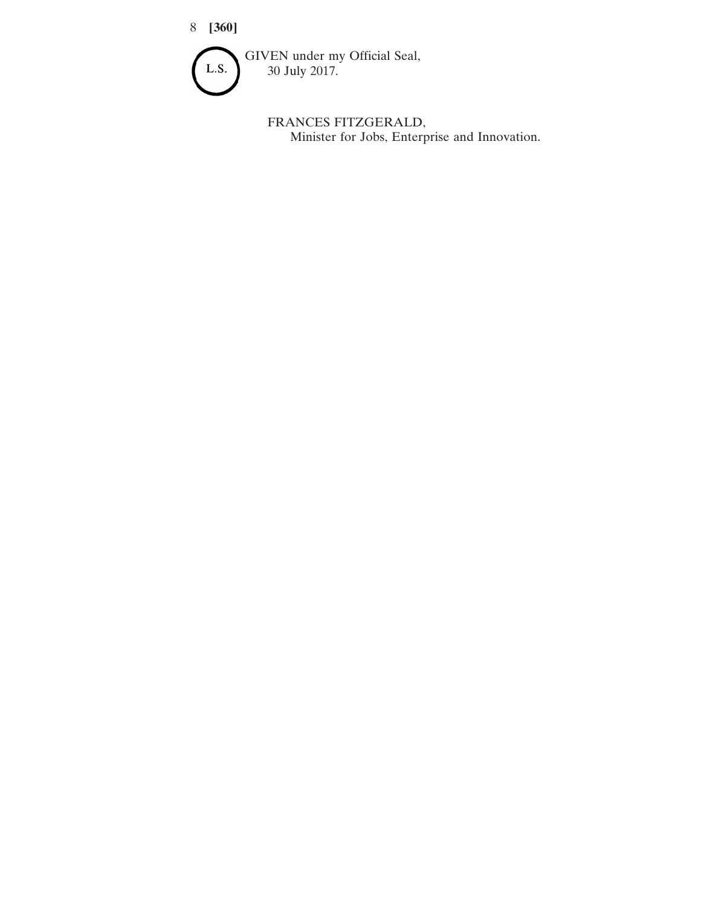L.S.

GIVEN under my Official Seal,
30 July 2017.

FRANCES FITZGERALD,
Minister for Jobs, Enterprise and Innovation.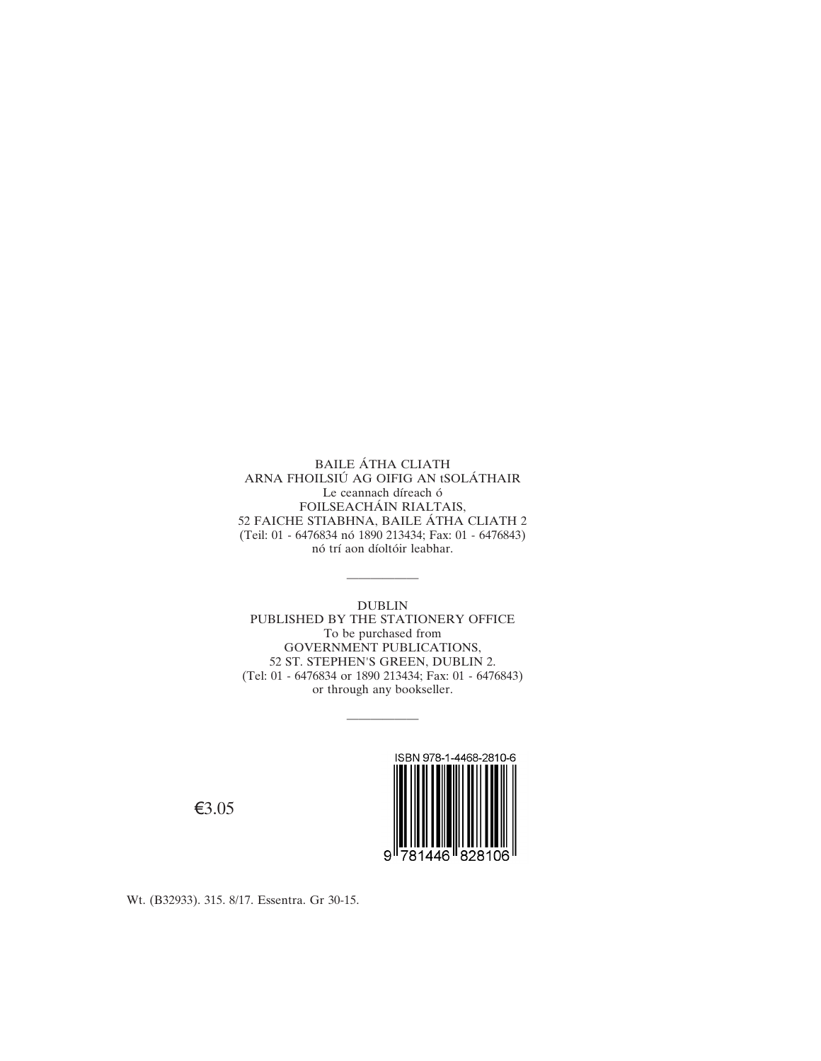BAILE ÁTHA CLIATH
ARNA FHOILSIÚ AG OIFIG AN tSOLÁTHAIR
Le ceannach díreach ó
FOILSEACHÁIN RIALTAIS,
52 FAICHE STIABHNA, BAILE ÁTHA CLIATH 2
(Teil: 01 - 6476834 nó 1890 213434; Fax: 01 - 6476843)
nó trí aon díoltóir leabhar.

---

DUBLIN
PUBLISHED BY THE STATIONERY OFFICE
To be purchased from
GOVERNMENT PUBLICATIONS,
52 ST. STEPHEN'S GREEN, DUBLIN 2.
(Tel: 01 - 6476834 or 1890 213434; Fax: 01 - 6476843)
or through any bookseller.

---

ISBN 978-1-4468-2810-6

€3.05

9 781446 828106

Wt. (B32933). 315. 8/17. Essentra. Gr 30-15.